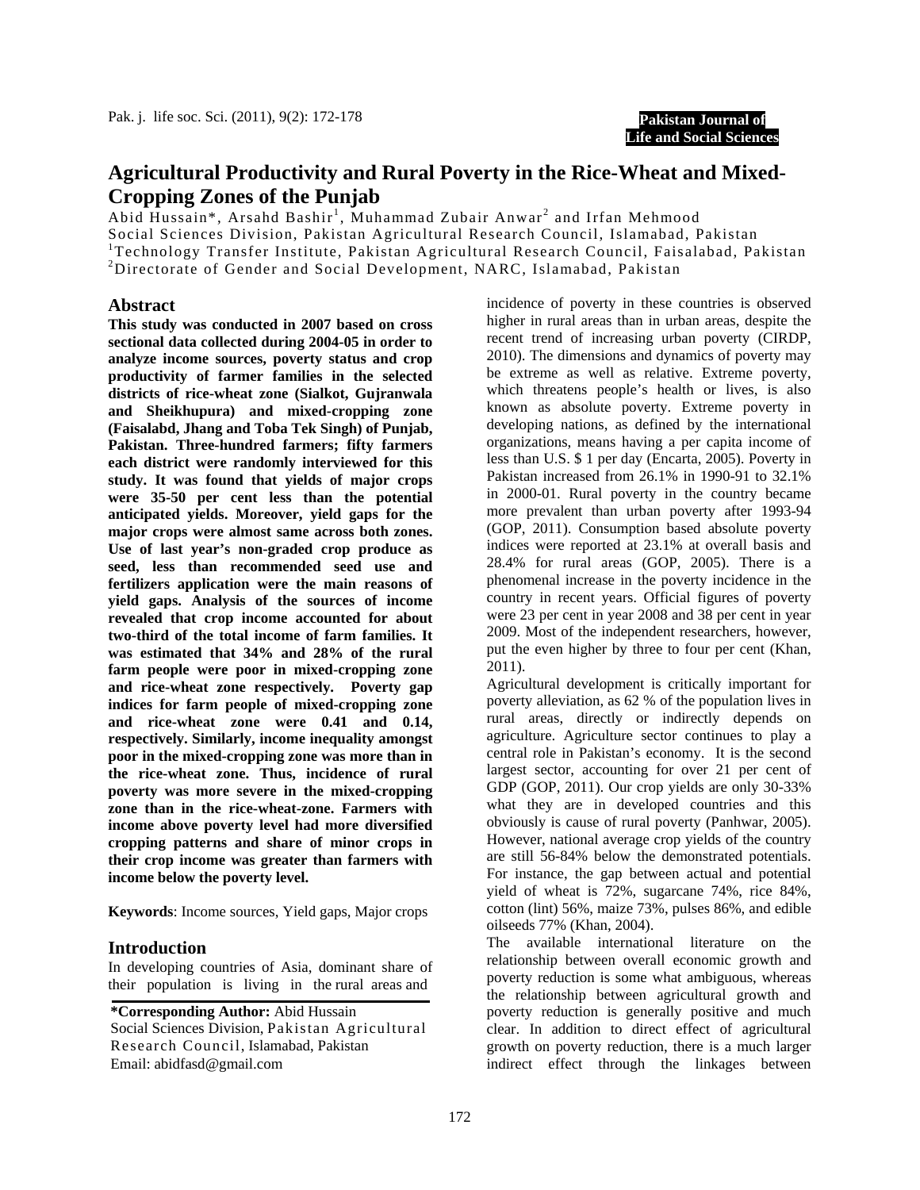# Agricultural Productivity and Rural Poverty in the Rice-Wheat and Mixed-Cropping Zones of the Punjab

Abid Hussain*, Arsahd Bashir[1], Muhammad Zubair Anwar[2] and Irfan Mehmood

Social Sciences Division, Pakistan Agricultural Research Council, Islamabad, Pakistan

[1]Technology Transfer Institute, Pakistan Agricultural Research Council, Faisalabad, Pakistan

[2]Directorate of Gender and Social Development, NARC, Islamabad, Pakistan

## Abstract

**This study was conducted in 2007 based on cross sectional data collected during 2004-05 in order to analyze income sources, poverty status and crop productivity of farmer families in the selected districts of rice-wheat zone (Sialkot, Gujranwala and Sheikhupura) and mixed-cropping zone (Faisalabd, Jhang and Toba Tek Singh) of Punjab, Pakistan. Three-hundred farmers; fifty farmers each district were randomly interviewed for this study. It was found that yields of major crops were 35-50 per cent less than the potential anticipated yields. Moreover, yield gaps for the major crops were almost same across both zones. Use of last year's non-graded crop produce as seed, less than recommended seed use and fertilizers application were the main reasons of yield gaps. Analysis of the sources of income revealed that crop income accounted for about two-third of the total income of farm families. It was estimated that 34% and 28% of the rural farm people were poor in mixed-cropping zone and rice-wheat zone respectively. Poverty gap indices for farm people of mixed-cropping zone and rice-wheat zone were 0.41 and 0.14, respectively. Similarly, income inequality amongst poor in the mixed-cropping zone was more than in the rice-wheat zone. Thus, incidence of rural poverty was more severe in the mixed-cropping zone than in the rice-wheat-zone. Farmers with income above poverty level had more diversified cropping patterns and share of minor crops in their crop income was greater than farmers with income below the poverty level.**

**Keywords**: Income sources, Yield gaps, Major crops

## Introduction

In developing countries of Asia, dominant share of their population is living in the rural areas and incidence of poverty in these countries is observed higher in rural areas than in urban areas, despite the recent trend of increasing urban poverty (CIRDP, 2010). The dimensions and dynamics of poverty may be extreme as well as relative. Extreme poverty, which threatens people's health or lives, is also known as absolute poverty. Extreme poverty in developing nations, as defined by the international organizations, means having a per capita income of less than U.S. $ 1 per day (Encarta, 2005). Poverty in Pakistan increased from 26.1% in 1990-91 to 32.1% in 2000-01. Rural poverty in the country became more prevalent than urban poverty after 1993-94 (GOP, 2011). Consumption based absolute poverty indices were reported at 23.1% at overall basis and 28.4% for rural areas (GOP, 2005). There is a phenomenal increase in the poverty incidence in the country in recent years. Official figures of poverty were 23 per cent in year 2008 and 38 per cent in year 2009. Most of the independent researchers, however, put the even higher by three to four per cent (Khan, 2011).

Agricultural development is critically important for poverty alleviation, as 62 % of the population lives in rural areas, directly or indirectly depends on agriculture. Agriculture sector continues to play a central role in Pakistan's economy. It is the second largest sector, accounting for over 21 per cent of GDP (GOP, 2011). Our crop yields are only 30-33% what they are in developed countries and this obviously is cause of rural poverty (Panhwar, 2005). However, national average crop yields of the country are still 56-84% below the demonstrated potentials. For instance, the gap between actual and potential yield of wheat is 72%, sugarcane 74%, rice 84%, cotton (lint) 56%, maize 73%, pulses 86%, and edible oilseeds 77% (Khan, 2004).

The available international literature on the relationship between overall economic growth and poverty reduction is some what ambiguous, whereas the relationship between agricultural growth and poverty reduction is generally positive and much clear. In addition to direct effect of agricultural growth on poverty reduction, there is a much larger indirect effect through the linkages between

**\*Corresponding Author:** Abid Hussain
Social Sciences Division, Pakistan Agricultural Research Council, Islamabad, Pakistan
Email: abidfasd@gmail.com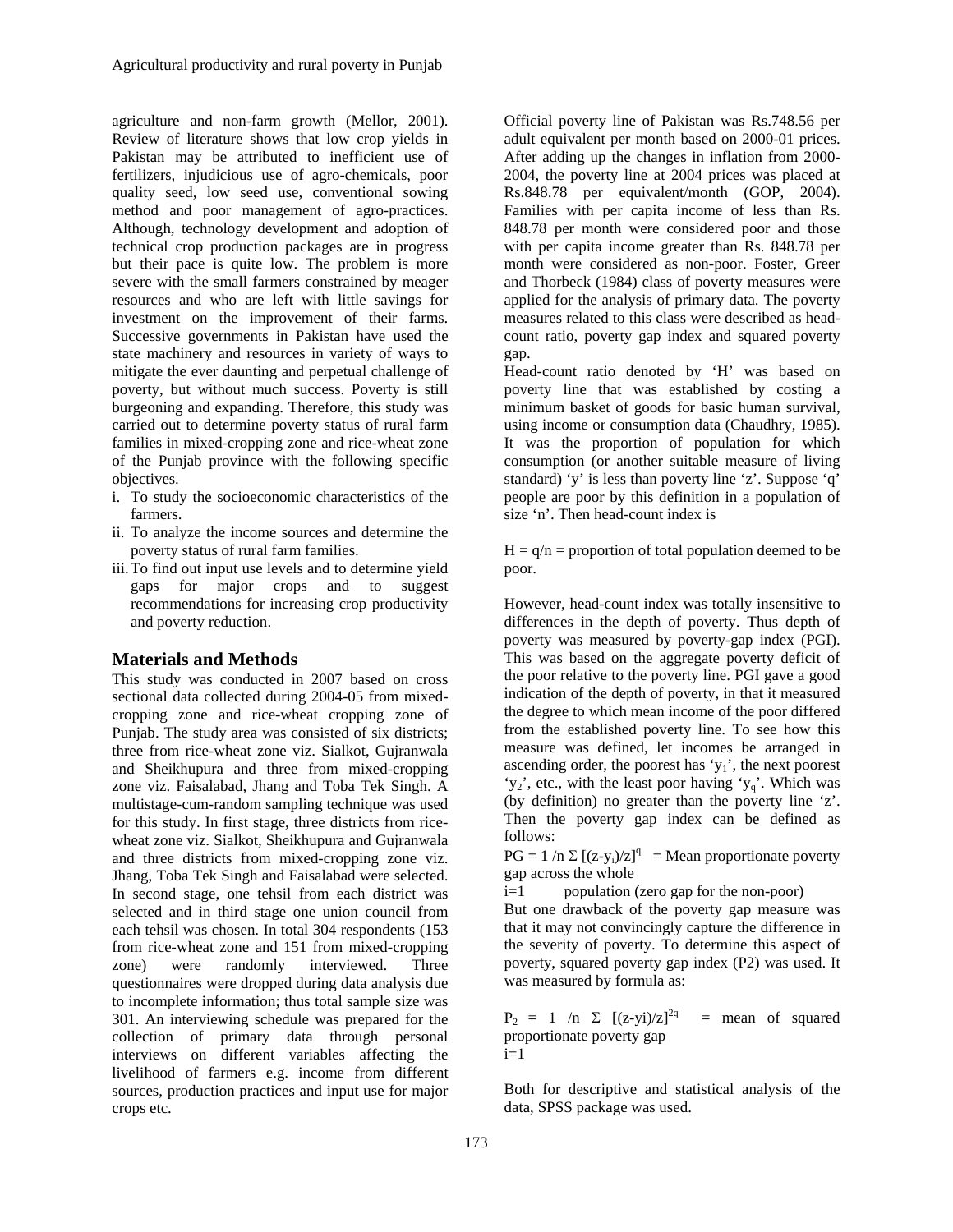agriculture and non-farm growth (Mellor, 2001). Review of literature shows that low crop yields in Pakistan may be attributed to inefficient use of fertilizers, injudicious use of agro-chemicals, poor quality seed, low seed use, conventional sowing method and poor management of agro-practices. Although, technology development and adoption of technical crop production packages are in progress but their pace is quite low. The problem is more severe with the small farmers constrained by meager resources and who are left with little savings for investment on the improvement of their farms. Successive governments in Pakistan have used the state machinery and resources in variety of ways to mitigate the ever daunting and perpetual challenge of poverty, but without much success. Poverty is still burgeoning and expanding. Therefore, this study was carried out to determine poverty status of rural farm families in mixed-cropping zone and rice-wheat zone of the Punjab province with the following specific objectives.

i. To study the socioeconomic characteristics of the farmers.
ii. To analyze the income sources and determine the poverty status of rural farm families.
iii. To find out input use levels and to determine yield gaps for major crops and to suggest recommendations for increasing crop productivity and poverty reduction.

## Materials and Methods

This study was conducted in 2007 based on cross sectional data collected during 2004-05 from mixed-cropping zone and rice-wheat cropping zone of Punjab. The study area was consisted of six districts; three from rice-wheat zone viz. Sialkot, Gujranwala and Sheikhupura and three from mixed-cropping zone viz. Faisalabad, Jhang and Toba Tek Singh. A multistage-cum-random sampling technique was used for this study. In first stage, three districts from rice-wheat zone viz. Sialkot, Sheikhupura and Gujranwala and three districts from mixed-cropping zone viz. Jhang, Toba Tek Singh and Faisalabad were selected. In second stage, one tehsil from each district was selected and in third stage one union council from each tehsil was chosen. In total 304 respondents (153 from rice-wheat zone and 151 from mixed-cropping zone) were randomly interviewed. Three questionnaires were dropped during data analysis due to incomplete information; thus total sample size was 301. An interviewing schedule was prepared for the collection of primary data through personal interviews on different variables affecting the livelihood of farmers e.g. income from different sources, production practices and input use for major crops etc.

Official poverty line of Pakistan was Rs.748.56 per adult equivalent per month based on 2000-01 prices. After adding up the changes in inflation from 2000-2004, the poverty line at 2004 prices was placed at Rs.848.78 per equivalent/month (GOP, 2004). Families with per capita income of less than Rs. 848.78 per month were considered poor and those with per capita income greater than Rs. 848.78 per month were considered as non-poor. Foster, Greer and Thorbeck (1984) class of poverty measures were applied for the analysis of primary data. The poverty measures related to this class were described as head-count ratio, poverty gap index and squared poverty gap.

Head-count ratio denoted by 'H' was based on poverty line that was established by costing a minimum basket of goods for basic human survival, using income or consumption data (Chaudhry, 1985). It was the proportion of population for which consumption (or another suitable measure of living standard) 'y' is less than poverty line 'z'. Suppose 'q' people are poor by this definition in a population of size 'n'. Then head-count index is

$H = q/n$ = proportion of total population deemed to be poor.

However, head-count index was totally insensitive to differences in the depth of poverty. Thus depth of poverty was measured by poverty-gap index (PGI). This was based on the aggregate poverty deficit of the poor relative to the poverty line. PGI gave a good indication of the depth of poverty, in that it measured the degree to which mean income of the poor differed from the established poverty line. To see how this measure was defined, let incomes be arranged in ascending order, the poorest has '$y_1$', the next poorest '$y_2$', etc., with the least poor having '$y_q$'. Which was (by definition) no greater than the poverty line 'z'. Then the poverty gap index can be defined as follows:

$$PG = 1/n \sum_{i=1} [(z-y_i)/z]^q$$

= Mean proportionate poverty gap across the whole population (zero gap for the non-poor)

But one drawback of the poverty gap measure was that it may not convincingly capture the difference in the severity of poverty. To determine this aspect of poverty, squared poverty gap index (P2) was used. It was measured by formula as:

$$P_2 = 1/n \sum_{i=1} [(z-yi)/z]^{2q}$$

= mean of squared proportionate poverty gap

Both for descriptive and statistical analysis of the data, SPSS package was used.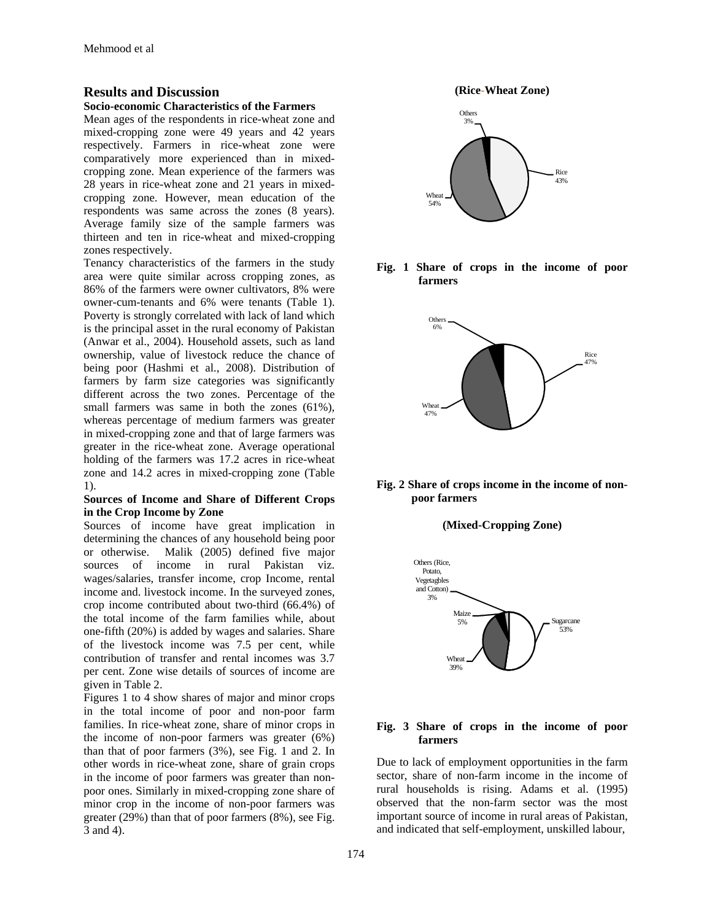## Results and Discussion

### Socio-economic Characteristics of the Farmers

Mean ages of the respondents in rice-wheat zone and mixed-cropping zone were 49 years and 42 years respectively. Farmers in rice-wheat zone were comparatively more experienced than in mixed-cropping zone. Mean experience of the farmers was 28 years in rice-wheat zone and 21 years in mixed-cropping zone. However, mean education of the respondents was same across the zones (8 years). Average family size of the sample farmers was thirteen and ten in rice-wheat and mixed-cropping zones respectively.

Tenancy characteristics of the farmers in the study area were quite similar across cropping zones, as 86% of the farmers were owner cultivators, 8% were owner-cum-tenants and 6% were tenants (Table 1). Poverty is strongly correlated with lack of land which is the principal asset in the rural economy of Pakistan (Anwar et al., 2004). Household assets, such as land ownership, value of livestock reduce the chance of being poor (Hashmi et al., 2008). Distribution of farmers by farm size categories was significantly different across the two zones. Percentage of the small farmers was same in both the zones (61%), whereas percentage of medium farmers was greater in mixed-cropping zone and that of large farmers was greater in the rice-wheat zone. Average operational holding of the farmers was 17.2 acres in rice-wheat zone and 14.2 acres in mixed-cropping zone (Table 1).

### Sources of Income and Share of Different Crops in the Crop Income by Zone

Sources of income have great implication in determining the chances of any household being poor or otherwise. Malik (2005) defined five major sources of income in rural Pakistan viz. wages/salaries, transfer income, crop Income, rental income and. livestock income. In the surveyed zones, crop income contributed about two-third (66.4%) of the total income of the farm families while, about one-fifth (20%) is added by wages and salaries. Share of the livestock income was 7.5 per cent, while contribution of transfer and rental incomes was 3.7 per cent. Zone wise details of sources of income are given in Table 2.

Figures 1 to 4 show shares of major and minor crops in the total income of poor and non-poor farm families. In rice-wheat zone, share of minor crops in the income of non-poor farmers was greater (6%) than that of poor farmers (3%), see Fig. 1 and 2. In other words in rice-wheat zone, share of grain crops in the income of poor farmers was greater than non-poor ones. Similarly in mixed-cropping zone share of minor crop in the income of non-poor farmers was greater (29%) than that of poor farmers (8%), see Fig. 3 and 4).

**(Rice-Wheat Zone)**

Others 3%; Rice 43%; Wheat 54%

**Fig. 1 Share of crops in the income of poor farmers**

Others 6%; Rice 47%; Wheat 47%

**Fig. 2 Share of crops income in the income of non-poor farmers**

**(Mixed-Cropping Zone)**

Others (Rice, Potato, Vegetagbles and Cotton) 3%; Maize 5%; Sugarcane 53%; Wheat 39%

**Fig. 3 Share of crops in the income of poor farmers**

Due to lack of employment opportunities in the farm sector, share of non-farm income in the income of rural households is rising. Adams et al. (1995) observed that the non-farm sector was the most important source of income in rural areas of Pakistan, and indicated that self-employment, unskilled labour,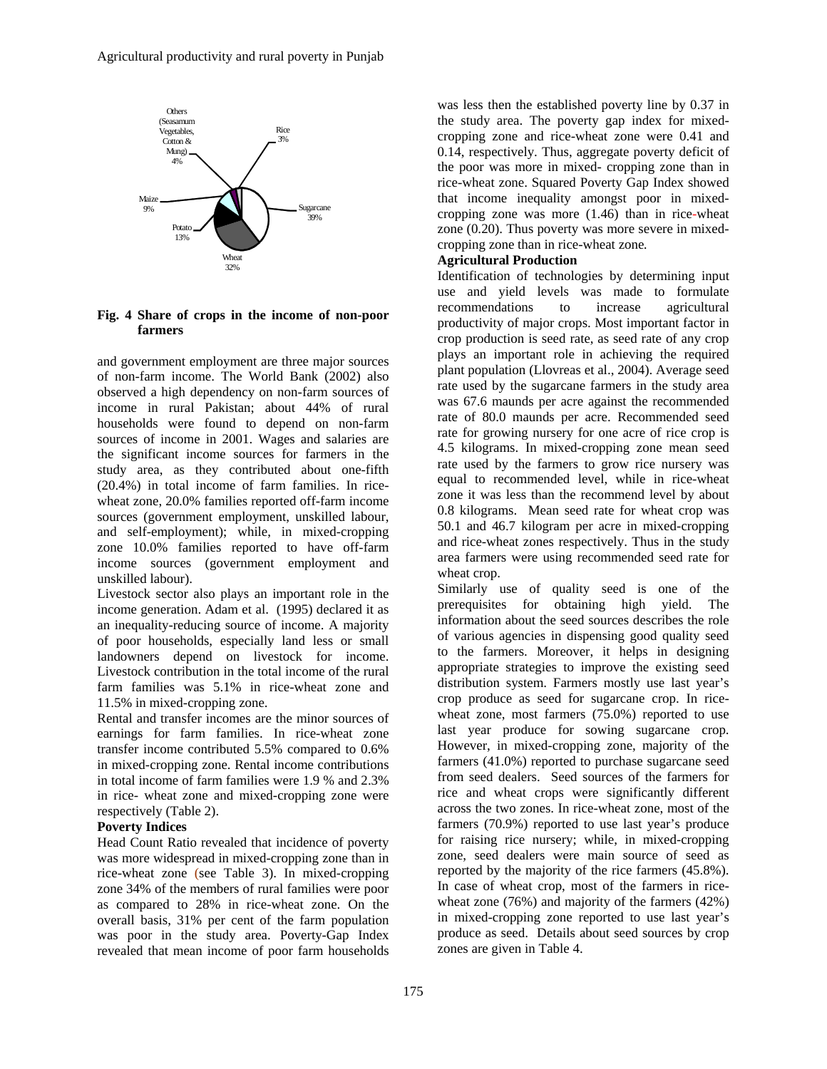Fig. 4 **Share of crops in the income of non-poor farmers**

and government employment are three major sources of non-farm income. The World Bank (2002) also observed a high dependency on non-farm sources of income in rural Pakistan; about 44% of rural households were found to depend on non-farm sources of income in 2001. Wages and salaries are the significant income sources for farmers in the study area, as they contributed about one-fifth (20.4%) in total income of farm families. In rice-wheat zone, 20.0% families reported off-farm income sources (government employment, unskilled labour, and self-employment); while, in mixed-cropping zone 10.0% families reported to have off-farm income sources (government employment and unskilled labour).

Livestock sector also plays an important role in the income generation. Adam et al. (1995) declared it as an inequality-reducing source of income. A majority of poor households, especially land less or small landowners depend on livestock for income. Livestock contribution in the total income of the rural farm families was 5.1% in rice-wheat zone and 11.5% in mixed-cropping zone.

Rental and transfer incomes are the minor sources of earnings for farm families. In rice-wheat zone transfer income contributed 5.5% compared to 0.6% in mixed-cropping zone. Rental income contributions in total income of farm families were 1.9 % and 2.3% in rice- wheat zone and mixed-cropping zone were respectively (Table 2).

**Poverty Indices**

Head Count Ratio revealed that incidence of poverty was more widespread in mixed-cropping zone than in rice-wheat zone (see Table 3). In mixed-cropping zone 34% of the members of rural families were poor as compared to 28% in rice-wheat zone. On the overall basis, 31% per cent of the farm population was poor in the study area. Poverty-Gap Index revealed that mean income of poor farm households was less then the established poverty line by 0.37 in the study area. The poverty gap index for mixed-cropping zone and rice-wheat zone were 0.41 and 0.14, respectively. Thus, aggregate poverty deficit of the poor was more in mixed- cropping zone than in rice-wheat zone. Squared Poverty Gap Index showed that income inequality amongst poor in mixed-cropping zone was more (1.46) than in rice-wheat zone (0.20). Thus poverty was more severe in mixed-cropping zone than in rice-wheat zone.

**Agricultural Production**

Identification of technologies by determining input use and yield levels was made to formulate recommendations to increase agricultural productivity of major crops. Most important factor in crop production is seed rate, as seed rate of any crop plays an important role in achieving the required plant population (Llovreas et al., 2004). Average seed rate used by the sugarcane farmers in the study area was 67.6 maunds per acre against the recommended rate of 80.0 maunds per acre. Recommended seed rate for growing nursery for one acre of rice crop is 4.5 kilograms. In mixed-cropping zone mean seed rate used by the farmers to grow rice nursery was equal to recommended level, while in rice-wheat zone it was less than the recommend level by about 0.8 kilograms. Mean seed rate for wheat crop was 50.1 and 46.7 kilogram per acre in mixed-cropping and rice-wheat zones respectively. Thus in the study area farmers were using recommended seed rate for wheat crop.

Similarly use of quality seed is one of the prerequisites for obtaining high yield. The information about the seed sources describes the role of various agencies in dispensing good quality seed to the farmers. Moreover, it helps in designing appropriate strategies to improve the existing seed distribution system. Farmers mostly use last year's crop produce as seed for sugarcane crop. In rice-wheat zone, most farmers (75.0%) reported to use last year produce for sowing sugarcane crop. However, in mixed-cropping zone, majority of the farmers (41.0%) reported to purchase sugarcane seed from seed dealers. Seed sources of the farmers for rice and wheat crops were significantly different across the two zones. In rice-wheat zone, most of the farmers (70.9%) reported to use last year's produce for raising rice nursery; while, in mixed-cropping zone, seed dealers were main source of seed as reported by the majority of the rice farmers (45.8%). In case of wheat crop, most of the farmers in rice-wheat zone (76%) and majority of the farmers (42%) in mixed-cropping zone reported to use last year's produce as seed. Details about seed sources by crop zones are given in Table 4.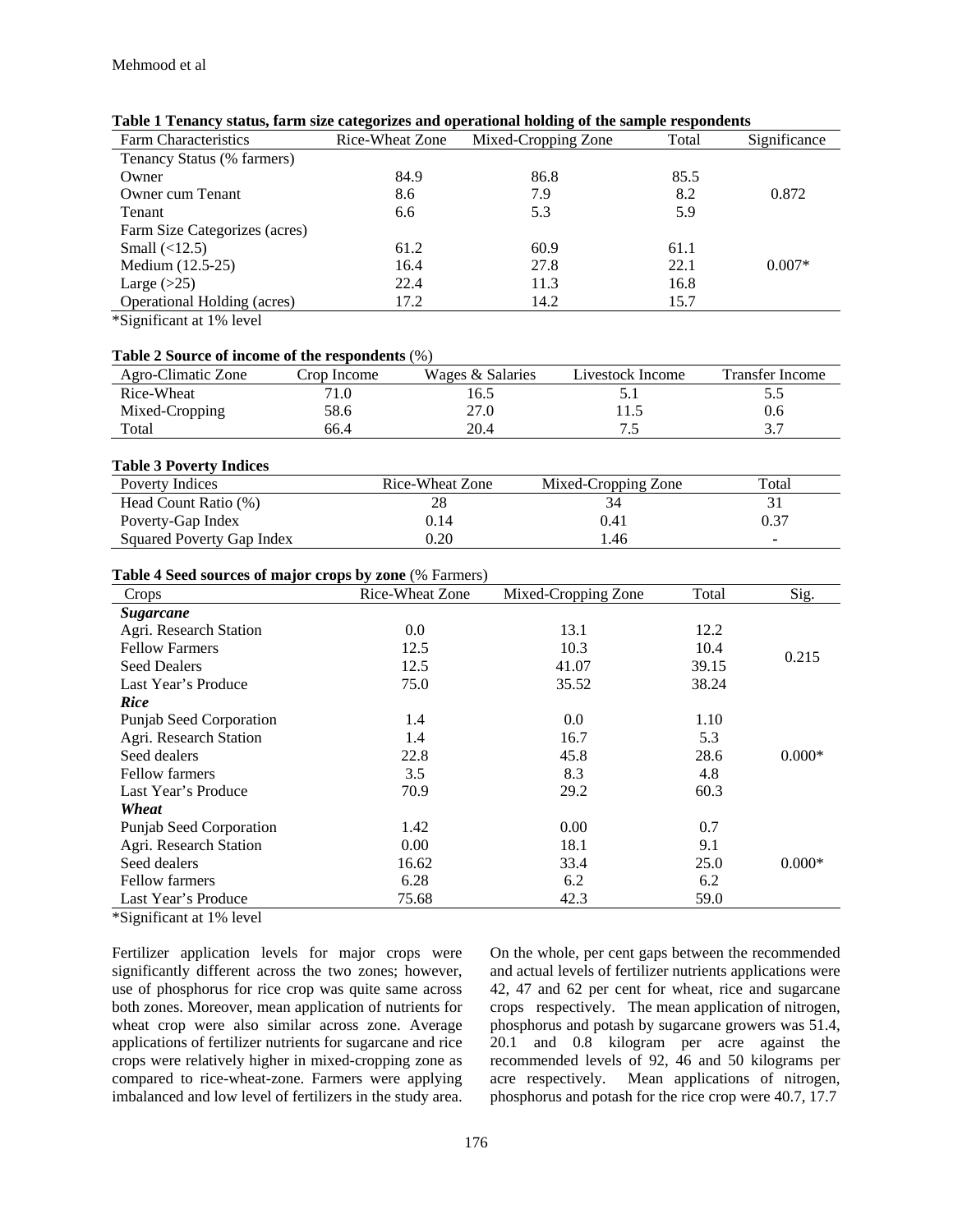**Table 1 Tenancy status, farm size categorizes and operational holding of the sample respondents**

| Farm Characteristics | Rice-Wheat Zone | Mixed-Cropping Zone | Total | Significance |
|---|---|---|---|---|
| Tenancy Status (% farmers) | | | | |
| Owner | 84.9 | 86.8 | 85.5 | |
| Owner cum Tenant | 8.6 | 7.9 | 8.2 | 0.872 |
| Tenant | 6.6 | 5.3 | 5.9 | |
| Farm Size Categorizes (acres) | | | | |
| Small (<12.5) | 61.2 | 60.9 | 61.1 | |
| Medium (12.5-25) | 16.4 | 27.8 | 22.1 | 0.007* |
| Large (>25) | 22.4 | 11.3 | 16.8 | |
| Operational Holding (acres) | 17.2 | 14.2 | 15.7 | |

*Significant at 1% level

**Table 2 Source of income of the respondents** (%)

| Agro-Climatic Zone | Crop Income | Wages & Salaries | Livestock Income | Transfer Income |
|---|---|---|---|---|
| Rice-Wheat | 71.0 | 16.5 | 5.1 | 5.5 |
| Mixed-Cropping | 58.6 | 27.0 | 11.5 | 0.6 |
| Total | 66.4 | 20.4 | 7.5 | 3.7 |

**Table 3 Poverty Indices**

| Poverty Indices | Rice-Wheat Zone | Mixed-Cropping Zone | Total |
|---|---|---|---|
| Head Count Ratio (%) | 28 | 34 | 31 |
| Poverty-Gap Index | 0.14 | 0.41 | 0.37 |
| Squared Poverty Gap Index | 0.20 | 1.46 | - |

**Table 4 Seed sources of major crops by zone** (% Farmers)

| Crops | Rice-Wheat Zone | Mixed-Cropping Zone | Total | Sig. |
|---|---|---|---|---|
| ***Sugarcane*** | | | | |
| Agri. Research Station | 0.0 | 13.1 | 12.2 | |
| Fellow Farmers | 12.5 | 10.3 | 10.4 | 0.215 |
| Seed Dealers | 12.5 | 41.07 | 39.15 | |
| Last Year's Produce | 75.0 | 35.52 | 38.24 | |
| ***Rice*** | | | | |
| Punjab Seed Corporation | 1.4 | 0.0 | 1.10 | |
| Agri. Research Station | 1.4 | 16.7 | 5.3 | |
| Seed dealers | 22.8 | 45.8 | 28.6 | 0.000* |
| Fellow farmers | 3.5 | 8.3 | 4.8 | |
| Last Year's Produce | 70.9 | 29.2 | 60.3 | |
| ***Wheat*** | | | | |
| Punjab Seed Corporation | 1.42 | 0.00 | 0.7 | |
| Agri. Research Station | 0.00 | 18.1 | 9.1 | |
| Seed dealers | 16.62 | 33.4 | 25.0 | 0.000* |
| Fellow farmers | 6.28 | 6.2 | 6.2 | |
| Last Year's Produce | 75.68 | 42.3 | 59.0 | |

*Significant at 1% level

Fertilizer application levels for major crops were significantly different across the two zones; however, use of phosphorus for rice crop was quite same across both zones. Moreover, mean application of nutrients for wheat crop were also similar across zone. Average applications of fertilizer nutrients for sugarcane and rice crops were relatively higher in mixed-cropping zone as compared to rice-wheat-zone. Farmers were applying imbalanced and low level of fertilizers in the study area.

On the whole, per cent gaps between the recommended and actual levels of fertilizer nutrients applications were 42, 47 and 62 per cent for wheat, rice and sugarcane crops respectively. The mean application of nitrogen, phosphorus and potash by sugarcane growers was 51.4, 20.1 and 0.8 kilogram per acre against the recommended levels of 92, 46 and 50 kilograms per acre respectively. Mean applications of nitrogen, phosphorus and potash for the rice crop were 40.7, 17.7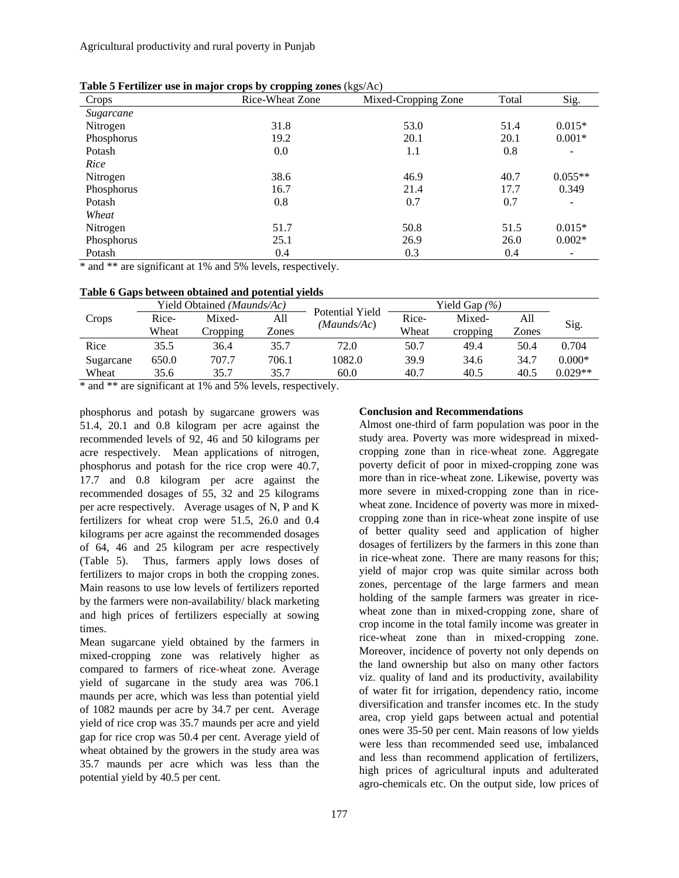**Table 5 Fertilizer use in major crops by cropping zones** (kgs/Ac)

| Crops | Rice-Wheat Zone | Mixed-Cropping Zone | Total | Sig. |
|---|---|---|---|---|
| *Sugarcane* | | | | |
| Nitrogen | 31.8 | 53.0 | 51.4 | 0.015* |
| Phosphorus | 19.2 | 20.1 | 20.1 | 0.001* |
| Potash | 0.0 | 1.1 | 0.8 | - |
| *Rice* | | | | |
| Nitrogen | 38.6 | 46.9 | 40.7 | 0.055** |
| Phosphorus | 16.7 | 21.4 | 17.7 | 0.349 |
| Potash | 0.8 | 0.7 | 0.7 | - |
| *Wheat* | | | | |
| Nitrogen | 51.7 | 50.8 | 51.5 | 0.015* |
| Phosphorus | 25.1 | 26.9 | 26.0 | 0.002* |
| Potash | 0.4 | 0.3 | 0.4 | - |

* and ** are significant at 1% and 5% levels, respectively.

**Table 6 Gaps between obtained and potential yields**

| Crops | Yield Obtained *(Maunds/Ac)* | | | Potential Yield *(Maunds/Ac)* | Yield Gap *(%)* | | | Sig. |
|---|---|---|---|---|---|---|---|---|
| | Rice-Wheat | Mixed-Cropping | All Zones | | Rice-Wheat | Mixed-cropping | All Zones | |
| Rice | 35.5 | 36.4 | 35.7 | 72.0 | 50.7 | 49.4 | 50.4 | 0.704 |
| Sugarcane | 650.0 | 707.7 | 706.1 | 1082.0 | 39.9 | 34.6 | 34.7 | 0.000* |
| Wheat | 35.6 | 35.7 | 35.7 | 60.0 | 40.7 | 40.5 | 40.5 | 0.029** |

* and ** are significant at 1% and 5% levels, respectively.

phosphorus and potash by sugarcane growers was 51.4, 20.1 and 0.8 kilogram per acre against the recommended levels of 92, 46 and 50 kilograms per acre respectively. Mean applications of nitrogen, phosphorus and potash for the rice crop were 40.7, 17.7 and 0.8 kilogram per acre against the recommended dosages of 55, 32 and 25 kilograms per acre respectively. Average usages of N, P and K fertilizers for wheat crop were 51.5, 26.0 and 0.4 kilograms per acre against the recommended dosages of 64, 46 and 25 kilogram per acre respectively (Table 5). Thus, farmers apply lows doses of fertilizers to major crops in both the cropping zones. Main reasons to use low levels of fertilizers reported by the farmers were non-availability/ black marketing and high prices of fertilizers especially at sowing times.

Mean sugarcane yield obtained by the farmers in mixed-cropping zone was relatively higher as compared to farmers of rice-wheat zone. Average yield of sugarcane in the study area was 706.1 maunds per acre, which was less than potential yield of 1082 maunds per acre by 34.7 per cent. Average yield of rice crop was 35.7 maunds per acre and yield gap for rice crop was 50.4 per cent. Average yield of wheat obtained by the growers in the study area was 35.7 maunds per acre which was less than the potential yield by 40.5 per cent.

**Conclusion and Recommendations**

Almost one-third of farm population was poor in the study area. Poverty was more widespread in mixed-cropping zone than in rice-wheat zone. Aggregate poverty deficit of poor in mixed-cropping zone was more than in rice-wheat zone. Likewise, poverty was more severe in mixed-cropping zone than in rice-wheat zone. Incidence of poverty was more in mixed-cropping zone than in rice-wheat zone inspite of use of better quality seed and application of higher dosages of fertilizers by the farmers in this zone than in rice-wheat zone. There are many reasons for this; yield of major crop was quite similar across both zones, percentage of the large farmers and mean holding of the sample farmers was greater in rice-wheat zone than in mixed-cropping zone, share of crop income in the total family income was greater in rice-wheat zone than in mixed-cropping zone. Moreover, incidence of poverty not only depends on the land ownership but also on many other factors viz. quality of land and its productivity, availability of water fit for irrigation, dependency ratio, income diversification and transfer incomes etc. In the study area, crop yield gaps between actual and potential ones were 35-50 per cent. Main reasons of low yields were less than recommended seed use, imbalanced and less than recommend application of fertilizers, high prices of agricultural inputs and adulterated agro-chemicals etc. On the output side, low prices of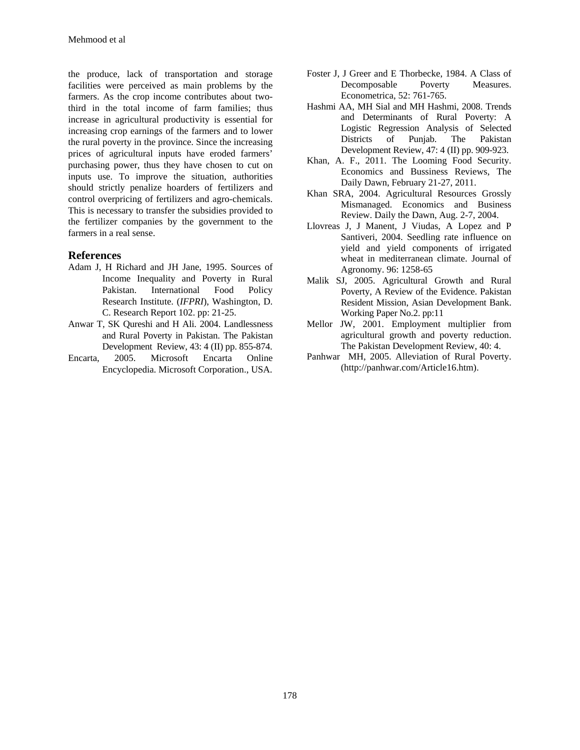the produce, lack of transportation and storage facilities were perceived as main problems by the farmers. As the crop income contributes about two-third in the total income of farm families; thus increase in agricultural productivity is essential for increasing crop earnings of the farmers and to lower the rural poverty in the province. Since the increasing prices of agricultural inputs have eroded farmers' purchasing power, thus they have chosen to cut on inputs use. To improve the situation, authorities should strictly penalize hoarders of fertilizers and control overpricing of fertilizers and agro-chemicals. This is necessary to transfer the subsidies provided to the fertilizer companies by the government to the farmers in a real sense.

## References

Adam J, H Richard and JH Jane, 1995. Sources of Income Inequality and Poverty in Rural Pakistan. International Food Policy Research Institute. (*IFPRI*), Washington, D. C. Research Report 102. pp: 21-25.

Anwar T, SK Qureshi and H Ali. 2004. Landlessness and Rural Poverty in Pakistan. The Pakistan Development Review, 43: 4 (II) pp. 855-874.

Encarta, 2005. Microsoft Encarta Online Encyclopedia. Microsoft Corporation., USA.

Foster J, J Greer and E Thorbecke, 1984. A Class of Decomposable Poverty Measures. Econometrica, 52: 761-765.

Hashmi AA, MH Sial and MH Hashmi, 2008. Trends and Determinants of Rural Poverty: A Logistic Regression Analysis of Selected Districts of Punjab. The Pakistan Development Review, 47: 4 (II) pp. 909-923.

Khan, A. F., 2011. The Looming Food Security. Economics and Bussiness Reviews, The Daily Dawn, February 21-27, 2011.

Khan SRA, 2004. Agricultural Resources Grossly Mismanaged. Economics and Business Review. Daily the Dawn, Aug. 2-7, 2004.

Llovreas J, J Manent, J Viudas, A Lopez and P Santiveri, 2004. Seedling rate influence on yield and yield components of irrigated wheat in mediterranean climate. Journal of Agronomy. 96: 1258-65

Malik SJ, 2005. Agricultural Growth and Rural Poverty, A Review of the Evidence. Pakistan Resident Mission, Asian Development Bank. Working Paper No.2. pp:11

Mellor JW, 2001. Employment multiplier from agricultural growth and poverty reduction. The Pakistan Development Review, 40: 4.

Panhwar MH, 2005. Alleviation of Rural Poverty. (http://panhwar.com/Article16.htm).